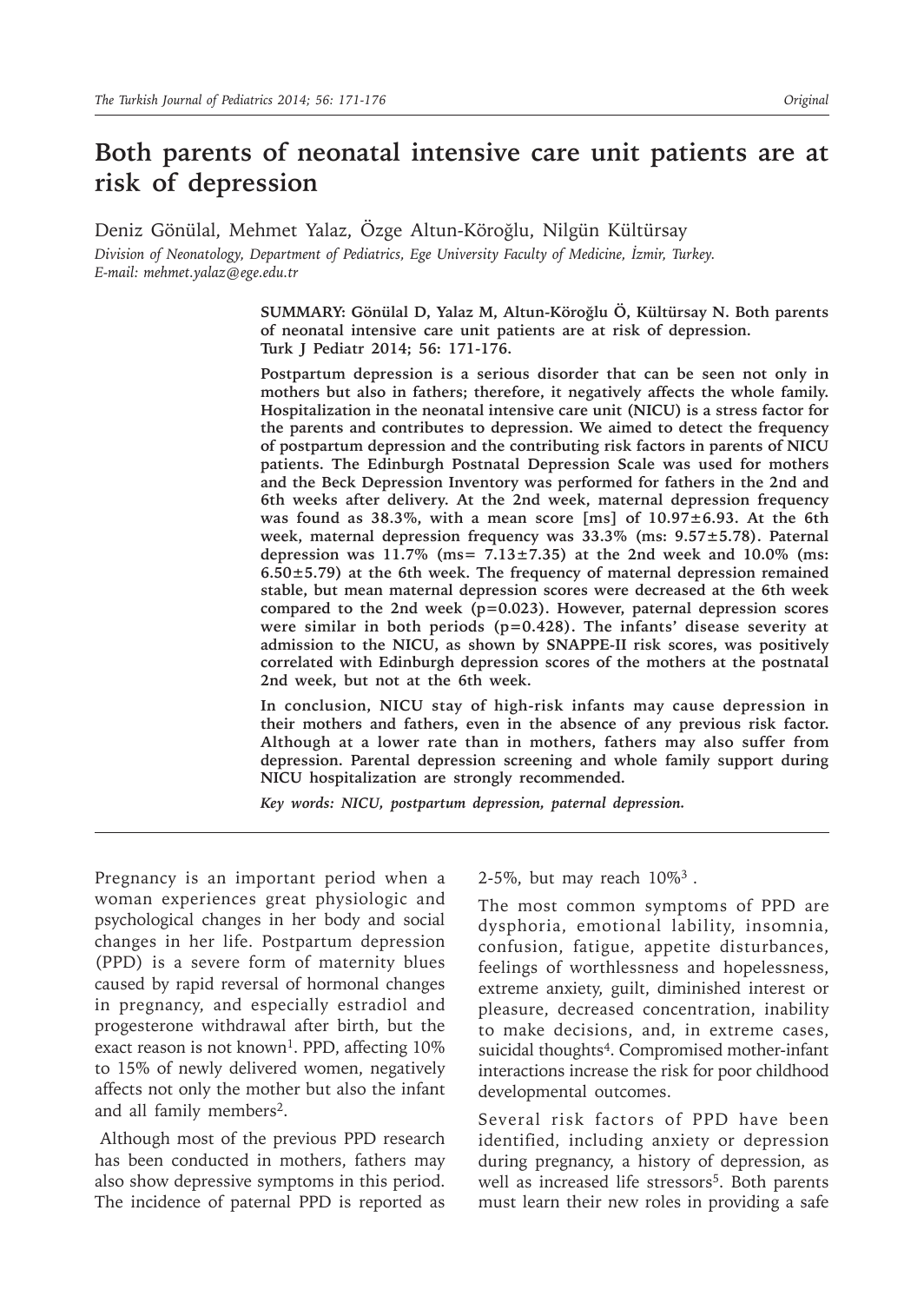# Both parents of neonatal intensive care unit patients are at risk of depression

Deniz Gönülal, Mehmet Yalaz, Özge Altun-Köroğlu, Nilgün Kültürsay

*Division of Neonatology, Department of Pediatrics, Ege University Faculty of Medicine, İzmir, Turkey.*
*E-mail: mehmet.yalaz@ege.edu.tr*

**SUMMARY: Gönülal D, Yalaz M, Altun-Köroğlu Ö, Kültürsay N. Both parents of neonatal intensive care unit patients are at risk of depression. Turk J Pediatr 2014; 56: 171-176.**

**Postpartum depression is a serious disorder that can be seen not only in mothers but also in fathers; therefore, it negatively affects the whole family. Hospitalization in the neonatal intensive care unit (NICU) is a stress factor for the parents and contributes to depression. We aimed to detect the frequency of postpartum depression and the contributing risk factors in parents of NICU patients. The Edinburgh Postnatal Depression Scale was used for mothers and the Beck Depression Inventory was performed for fathers in the 2nd and 6th weeks after delivery. At the 2nd week, maternal depression frequency was found as 38.3%, with a mean score [ms] of 10.97±6.93. At the 6th week, maternal depression frequency was 33.3% (ms: 9.57±5.78). Paternal depression was 11.7% (ms= 7.13±7.35) at the 2nd week and 10.0% (ms: 6.50±5.79) at the 6th week. The frequency of maternal depression remained stable, but mean maternal depression scores were decreased at the 6th week compared to the 2nd week (p=0.023). However, paternal depression scores were similar in both periods (p=0.428). The infants' disease severity at admission to the NICU, as shown by SNAPPE-II risk scores, was positively correlated with Edinburgh depression scores of the mothers at the postnatal 2nd week, but not at the 6th week.**

**In conclusion, NICU stay of high-risk infants may cause depression in their mothers and fathers, even in the absence of any previous risk factor. Although at a lower rate than in mothers, fathers may also suffer from depression. Parental depression screening and whole family support during NICU hospitalization are strongly recommended.**

***Key words: NICU, postpartum depression, paternal depression.***

Pregnancy is an important period when a woman experiences great physiologic and psychological changes in her body and social changes in her life. Postpartum depression (PPD) is a severe form of maternity blues caused by rapid reversal of hormonal changes in pregnancy, and especially estradiol and progesterone withdrawal after birth, but the exact reason is not known[1]. PPD, affecting 10% to 15% of newly delivered women, negatively affects not only the mother but also the infant and all family members[2].

Although most of the previous PPD research has been conducted in mothers, fathers may also show depressive symptoms in this period. The incidence of paternal PPD is reported as 2-5%, but may reach 10%[3].

The most common symptoms of PPD are dysphoria, emotional lability, insomnia, confusion, fatigue, appetite disturbances, feelings of worthlessness and hopelessness, extreme anxiety, guilt, diminished interest or pleasure, decreased concentration, inability to make decisions, and, in extreme cases, suicidal thoughts[4]. Compromised mother-infant interactions increase the risk for poor childhood developmental outcomes.

Several risk factors of PPD have been identified, including anxiety or depression during pregnancy, a history of depression, as well as increased life stressors[5]. Both parents must learn their new roles in providing a safe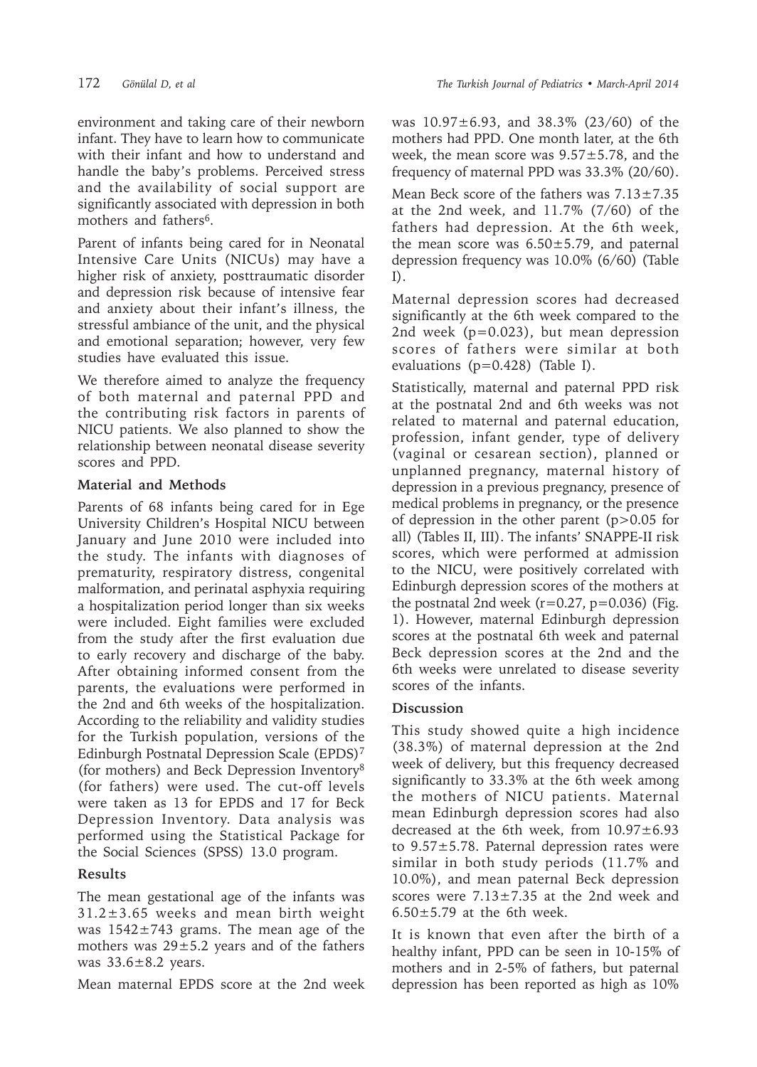environment and taking care of their newborn infant. They have to learn how to communicate with their infant and how to understand and handle the baby's problems. Perceived stress and the availability of social support are significantly associated with depression in both mothers and fathers[6].

Parent of infants being cared for in Neonatal Intensive Care Units (NICUs) may have a higher risk of anxiety, posttraumatic disorder and depression risk because of intensive fear and anxiety about their infant's illness, the stressful ambiance of the unit, and the physical and emotional separation; however, very few studies have evaluated this issue.

We therefore aimed to analyze the frequency of both maternal and paternal PPD and the contributing risk factors in parents of NICU patients. We also planned to show the relationship between neonatal disease severity scores and PPD.

## Material and Methods

Parents of 68 infants being cared for in Ege University Children's Hospital NICU between January and June 2010 were included into the study. The infants with diagnoses of prematurity, respiratory distress, congenital malformation, and perinatal asphyxia requiring a hospitalization period longer than six weeks were included. Eight families were excluded from the study after the first evaluation due to early recovery and discharge of the baby. After obtaining informed consent from the parents, the evaluations were performed in the 2nd and 6th weeks of the hospitalization. According to the reliability and validity studies for the Turkish population, versions of the Edinburgh Postnatal Depression Scale (EPDS)[7] (for mothers) and Beck Depression Inventory[8] (for fathers) were used. The cut-off levels were taken as 13 for EPDS and 17 for Beck Depression Inventory. Data analysis was performed using the Statistical Package for the Social Sciences (SPSS) 13.0 program.

## Results

The mean gestational age of the infants was $31.2\pm3.65$ weeks and mean birth weight was $1542\pm743$ grams. The mean age of the mothers was $29\pm5.2$ years and of the fathers was $33.6\pm8.2$ years.

Mean maternal EPDS score at the 2nd week was $10.97\pm6.93$, and 38.3% (23/60) of the mothers had PPD. One month later, at the 6th week, the mean score was $9.57\pm5.78$, and the frequency of maternal PPD was 33.3% (20/60).

Mean Beck score of the fathers was $7.13\pm7.35$ at the 2nd week, and 11.7% (7/60) of the fathers had depression. At the 6th week, the mean score was $6.50\pm5.79$, and paternal depression frequency was 10.0% (6/60) (Table I).

Maternal depression scores had decreased significantly at the 6th week compared to the 2nd week ($p=0.023$), but mean depression scores of fathers were similar at both evaluations ($p=0.428$) (Table I).

Statistically, maternal and paternal PPD risk at the postnatal 2nd and 6th weeks was not related to maternal and paternal education, profession, infant gender, type of delivery (vaginal or cesarean section), planned or unplanned pregnancy, maternal history of depression in a previous pregnancy, presence of medical problems in pregnancy, or the presence of depression in the other parent ($p>0.05$ for all) (Tables II, III). The infants' SNAPPE-II risk scores, which were performed at admission to the NICU, were positively correlated with Edinburgh depression scores of the mothers at the postnatal 2nd week ($r=0.27$, $p=0.036$) (Fig. 1). However, maternal Edinburgh depression scores at the postnatal 6th week and paternal Beck depression scores at the 2nd and the 6th weeks were unrelated to disease severity scores of the infants.

## Discussion

This study showed quite a high incidence (38.3%) of maternal depression at the 2nd week of delivery, but this frequency decreased significantly to 33.3% at the 6th week among the mothers of NICU patients. Maternal mean Edinburgh depression scores had also decreased at the 6th week, from $10.97\pm6.93$ to $9.57\pm5.78$. Paternal depression rates were similar in both study periods (11.7% and 10.0%), and mean paternal Beck depression scores were $7.13\pm7.35$ at the 2nd week and $6.50\pm5.79$ at the 6th week.

It is known that even after the birth of a healthy infant, PPD can be seen in 10-15% of mothers and in 2-5% of fathers, but paternal depression has been reported as high as 10%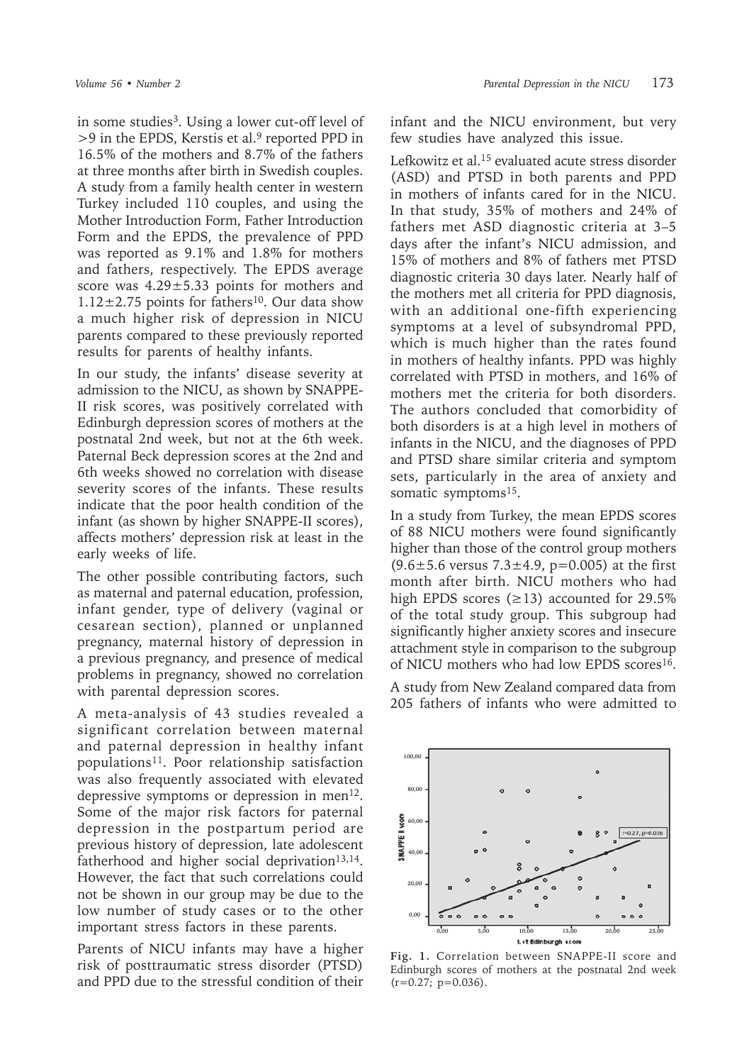in some studies[3]. Using a lower cut-off level of >9 in the EPDS, Kerstis et al.[9] reported PPD in 16.5% of the mothers and 8.7% of the fathers at three months after birth in Swedish couples. A study from a family health center in western Turkey included 110 couples, and using the Mother Introduction Form, Father Introduction Form and the EPDS, the prevalence of PPD was reported as 9.1% and 1.8% for mothers and fathers, respectively. The EPDS average score was 4.29±5.33 points for mothers and 1.12±2.75 points for fathers[10]. Our data show a much higher risk of depression in NICU parents compared to these previously reported results for parents of healthy infants.

In our study, the infants' disease severity at admission to the NICU, as shown by SNAPPE-II risk scores, was positively correlated with Edinburgh depression scores of mothers at the postnatal 2nd week, but not at the 6th week. Paternal Beck depression scores at the 2nd and 6th weeks showed no correlation with disease severity scores of the infants. These results indicate that the poor health condition of the infant (as shown by higher SNAPPE-II scores), affects mothers' depression risk at least in the early weeks of life.

The other possible contributing factors, such as maternal and paternal education, profession, infant gender, type of delivery (vaginal or cesarean section), planned or unplanned pregnancy, maternal history of depression in a previous pregnancy, and presence of medical problems in pregnancy, showed no correlation with parental depression scores.

A meta-analysis of 43 studies revealed a significant correlation between maternal and paternal depression in healthy infant populations[11]. Poor relationship satisfaction was also frequently associated with elevated depressive symptoms or depression in men[12]. Some of the major risk factors for paternal depression in the postpartum period are previous history of depression, late adolescent fatherhood and higher social deprivation[13,14]. However, the fact that such correlations could not be shown in our group may be due to the low number of study cases or to the other important stress factors in these parents.

Parents of NICU infants may have a higher risk of posttraumatic stress disorder (PTSD) and PPD due to the stressful condition of their infant and the NICU environment, but very few studies have analyzed this issue.

Lefkowitz et al.[15] evaluated acute stress disorder (ASD) and PTSD in both parents and PPD in mothers of infants cared for in the NICU. In that study, 35% of mothers and 24% of fathers met ASD diagnostic criteria at 3–5 days after the infant's NICU admission, and 15% of mothers and 8% of fathers met PTSD diagnostic criteria 30 days later. Nearly half of the mothers met all criteria for PPD diagnosis, with an additional one-fifth experiencing symptoms at a level of subsyndromal PPD, which is much higher than the rates found in mothers of healthy infants. PPD was highly correlated with PTSD in mothers, and 16% of mothers met the criteria for both disorders. The authors concluded that comorbidity of both disorders is at a high level in mothers of infants in the NICU, and the diagnoses of PPD and PTSD share similar criteria and symptom sets, particularly in the area of anxiety and somatic symptoms[15].

In a study from Turkey, the mean EPDS scores of 88 NICU mothers were found significantly higher than those of the control group mothers (9.6±5.6 versus 7.3±4.9, $p=0.005$) at the first month after birth. NICU mothers who had high EPDS scores (≥13) accounted for 29.5% of the total study group. This subgroup had significantly higher anxiety scores and insecure attachment style in comparison to the subgroup of NICU mothers who had low EPDS scores[16].

A study from New Zealand compared data from 205 fathers of infants who were admitted to

**Fig. 1.** Correlation between SNAPPE-II score and Edinburgh scores of mothers at the postnatal 2nd week ($r=0.27$; $p=0.036$).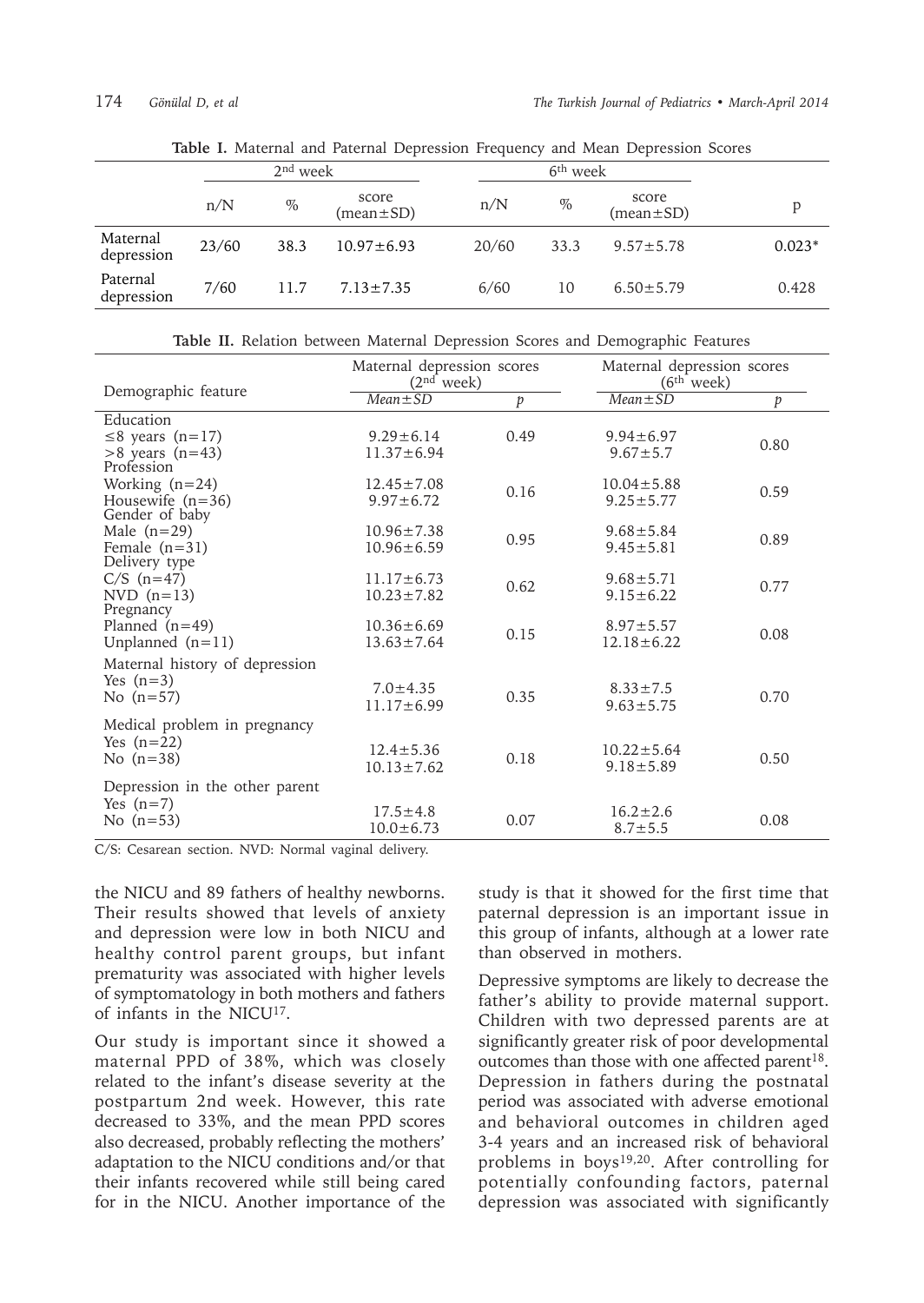**Table I.** Maternal and Paternal Depression Frequency and Mean Depression Scores

| | 2nd week | | | 6th week | | | |
|---|---|---|---|---|---|---|---|
| | n/N | % | score (mean±SD) | n/N | % | score (mean±SD) | p |
| Maternal depression | 23/60 | 38.3 | 10.97±6.93 | 20/60 | 33.3 | 9.57±5.78 | 0.023* |
| Paternal depression | 7/60 | 11.7 | 7.13±7.35 | 6/60 | 10 | 6.50±5.79 | 0.428 |

**Table II.** Relation between Maternal Depression Scores and Demographic Features

| Demographic feature | Maternal depression scores (2nd week) | | Maternal depression scores (6th week) | |
|---|---|---|---|---|
| | *Mean±SD* | *p* | *Mean±SD* | *p* |
| Education | | | | |
| ≤8 years (n=17) | 9.29±6.14 | 0.49 | 9.94±6.97 | 0.80 |
| >8 years (n=43) | 11.37±6.94 | | 9.67±5.7 | |
| Profession | | | | |
| Working (n=24) | 12.45±7.08 | 0.16 | 10.04±5.88 | 0.59 |
| Housewife (n=36) | 9.97±6.72 | | 9.25±5.77 | |
| Gender of baby | | | | |
| Male (n=29) | 10.96±7.38 | 0.95 | 9.68±5.84 | 0.89 |
| Female (n=31) | 10.96±6.59 | | 9.45±5.81 | |
| Delivery type | | | | |
| C/S (n=47) | 11.17±6.73 | 0.62 | 9.68±5.71 | 0.77 |
| NVD (n=13) | 10.23±7.82 | | 9.15±6.22 | |
| Pregnancy | | | | |
| Planned (n=49) | 10.36±6.69 | 0.15 | 8.97±5.57 | 0.08 |
| Unplanned (n=11) | 13.63±7.64 | | 12.18±6.22 | |
| Maternal history of depression | | | | |
| Yes (n=3) | 7.0±4.35 | 0.35 | 8.33±7.5 | 0.70 |
| No (n=57) | 11.17±6.99 | | 9.63±5.75 | |
| Medical problem in pregnancy | | | | |
| Yes (n=22) | 12.4±5.36 | 0.18 | 10.22±5.64 | 0.50 |
| No (n=38) | 10.13±7.62 | | 9.18±5.89 | |
| Depression in the other parent | | | | |
| Yes (n=7) | 17.5±4.8 | 0.07 | 16.2±2.6 | 0.08 |
| No (n=53) | 10.0±6.73 | | 8.7±5.5 | |

C/S: Cesarean section. NVD: Normal vaginal delivery.

the NICU and 89 fathers of healthy newborns. Their results showed that levels of anxiety and depression were low in both NICU and healthy control parent groups, but infant prematurity was associated with higher levels of symptomatology in both mothers and fathers of infants in the NICU[17].

Our study is important since it showed a maternal PPD of 38%, which was closely related to the infant's disease severity at the postpartum 2nd week. However, this rate decreased to 33%, and the mean PPD scores also decreased, probably reflecting the mothers' adaptation to the NICU conditions and/or that their infants recovered while still being cared for in the NICU. Another importance of the study is that it showed for the first time that paternal depression is an important issue in this group of infants, although at a lower rate than observed in mothers.

Depressive symptoms are likely to decrease the father's ability to provide maternal support. Children with two depressed parents are at significantly greater risk of poor developmental outcomes than those with one affected parent[18]. Depression in fathers during the postnatal period was associated with adverse emotional and behavioral outcomes in children aged 3-4 years and an increased risk of behavioral problems in boys[19,20]. After controlling for potentially confounding factors, paternal depression was associated with significantly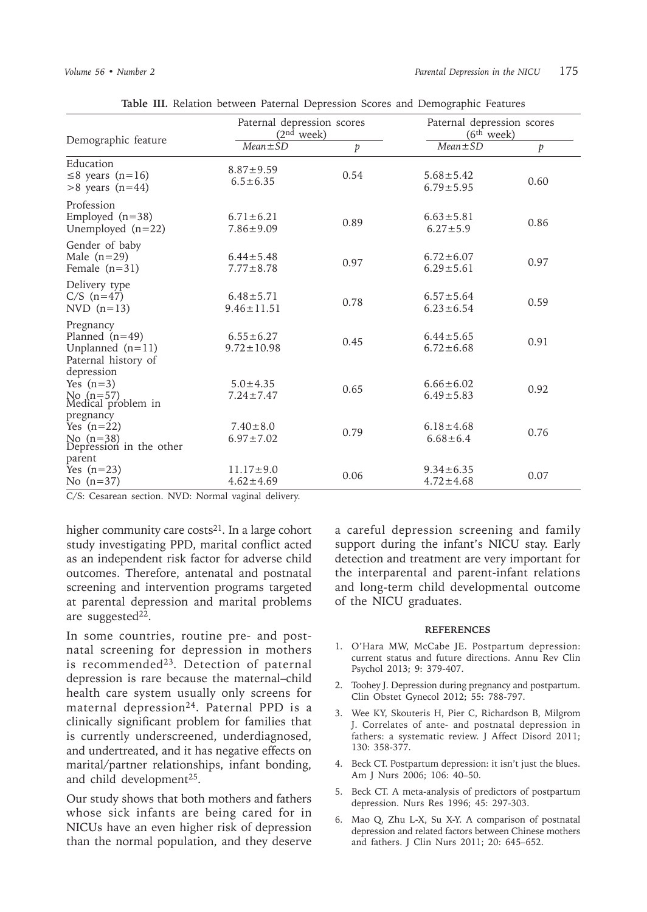**Table III.** Relation between Paternal Depression Scores and Demographic Features

| Demographic feature | Paternal depression scores ($2^{nd}$ week) | | Paternal depression scores ($6^{th}$ week) | |
|---|---|---|---|---|
| | *Mean±SD* | *p* | *Mean±SD* | *p* |
| Education | | | | |
| ≤8 years (n=16) | 8.87±9.59 | 0.54 | 5.68±5.42 | 0.60 |
| >8 years (n=44) | 6.5±6.35 | | 6.79±5.95 | |
| Profession | | | | |
| Employed (n=38) | 6.71±6.21 | 0.89 | 6.63±5.81 | 0.86 |
| Unemployed (n=22) | 7.86±9.09 | | 6.27±5.9 | |
| Gender of baby | | | | |
| Male (n=29) | 6.44±5.48 | 0.97 | 6.72±6.07 | 0.97 |
| Female (n=31) | 7.77±8.78 | | 6.29±5.61 | |
| Delivery type | | | | |
| C/S (n=47) | 6.48±5.71 | 0.78 | 6.57±5.64 | 0.59 |
| NVD (n=13) | 9.46±11.51 | | 6.23±6.54 | |
| Pregnancy | | | | |
| Planned (n=49) | 6.55±6.27 | 0.45 | 6.44±5.65 | 0.91 |
| Unplanned (n=11) | 9.72±10.98 | | 6.72±6.68 | |
| Paternal history of depression | | | | |
| Yes (n=3) | 5.0±4.35 | 0.65 | 6.66±6.02 | 0.92 |
| No (n=57) | 7.24±7.47 | | 6.49±5.83 | |
| Medical problem in pregnancy | | | | |
| Yes (n=22) | 7.40±8.0 | 0.79 | 6.18±4.68 | 0.76 |
| No (n=38) | 6.97±7.02 | | 6.68±6.4 | |
| Depression in the other parent | | | | |
| Yes (n=23) | 11.17±9.0 | 0.06 | 9.34±6.35 | 0.07 |
| No (n=37) | 4.62±4.69 | | 4.72±4.68 | |

C/S: Cesarean section. NVD: Normal vaginal delivery.

higher community care costs[21]. In a large cohort study investigating PPD, marital conflict acted as an independent risk factor for adverse child outcomes. Therefore, antenatal and postnatal screening and intervention programs targeted at parental depression and marital problems are suggested[22].

In some countries, routine pre- and postnatal screening for depression in mothers is recommended[23]. Detection of paternal depression is rare because the maternal–child health care system usually only screens for maternal depression[24]. Paternal PPD is a clinically significant problem for families that is currently underscreened, underdiagnosed, and undertreated, and it has negative effects on marital/partner relationships, infant bonding, and child development[25].

Our study shows that both mothers and fathers whose sick infants are being cared for in NICUs have an even higher risk of depression than the normal population, and they deserve a careful depression screening and family support during the infant's NICU stay. Early detection and treatment are very important for the interparental and parent-infant relations and long-term child developmental outcome of the NICU graduates.

## REFERENCES

1. O'Hara MW, McCabe JE. Postpartum depression: current status and future directions. Annu Rev Clin Psychol 2013; 9: 379-407.
2. Toohey J. Depression during pregnancy and postpartum. Clin Obstet Gynecol 2012; 55: 788-797.
3. Wee KY, Skouteris H, Pier C, Richardson B, Milgrom J. Correlates of ante- and postnatal depression in fathers: a systematic review. J Affect Disord 2011; 130: 358-377.
4. Beck CT. Postpartum depression: it isn't just the blues. Am J Nurs 2006; 106: 40–50.
5. Beck CT. A meta-analysis of predictors of postpartum depression. Nurs Res 1996; 45: 297-303.
6. Mao Q, Zhu L-X, Su X-Y. A comparison of postnatal depression and related factors between Chinese mothers and fathers. J Clin Nurs 2011; 20: 645–652.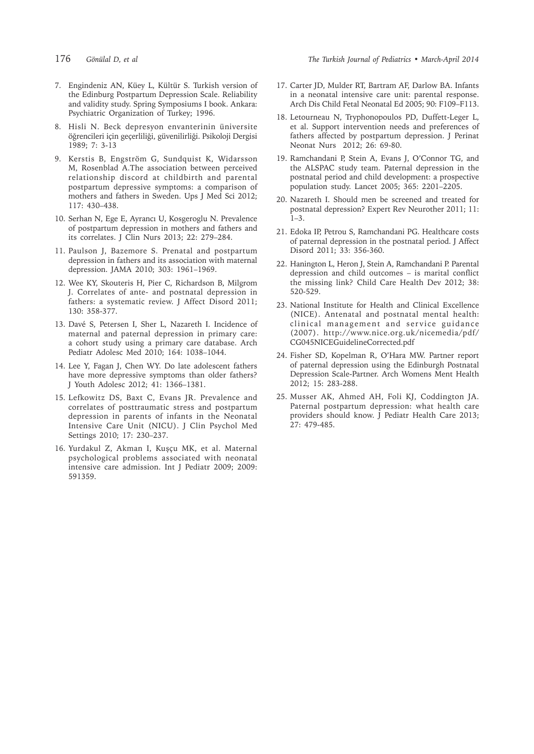7. Engindeniz AN, Küey L, Kültür S. Turkish version of the Edinburg Postpartum Depression Scale. Reliability and validity study. Spring Symposiums I book. Ankara: Psychiatric Organization of Turkey; 1996.

8. Hisli N. Beck depresyon envanterinin üniversite öğrencileri için geçerliliği, güvenilirliği. Psikoloji Dergisi 1989; 7: 3-13

9. Kerstis B, Engström G, Sundquist K, Widarsson M, Rosenblad A.The association between perceived relationship discord at childbirth and parental postpartum depressive symptoms: a comparison of mothers and fathers in Sweden. Ups J Med Sci 2012; 117: 430–438.

10. Serhan N, Ege E, Ayrancı U, Kosgeroglu N. Prevalence of postpartum depression in mothers and fathers and its correlates. J Clin Nurs 2013; 22: 279–284.

11. Paulson J, Bazemore S. Prenatal and postpartum depression in fathers and its association with maternal depression. JAMA 2010; 303: 1961–1969.

12. Wee KY, Skouteris H, Pier C, Richardson B, Milgrom J. Correlates of ante- and postnatal depression in fathers: a systematic review. J Affect Disord 2011; 130: 358-377.

13. Davé S, Petersen I, Sher L, Nazareth I. Incidence of maternal and paternal depression in primary care: a cohort study using a primary care database. Arch Pediatr Adolesc Med 2010; 164: 1038–1044.

14. Lee Y, Fagan J, Chen WY. Do late adolescent fathers have more depressive symptoms than older fathers? J Youth Adolesc 2012; 41: 1366–1381.

15. Lefkowitz DS, Baxt C, Evans JR. Prevalence and correlates of posttraumatic stress and postpartum depression in parents of infants in the Neonatal Intensive Care Unit (NICU). J Clin Psychol Med Settings 2010; 17: 230–237.

16. Yurdakul Z, Akman I, Kuşçu MK, et al. Maternal psychological problems associated with neonatal intensive care admission. Int J Pediatr 2009; 2009: 591359.

17. Carter JD, Mulder RT, Bartram AF, Darlow BA. Infants in a neonatal intensive care unit: parental response. Arch Dis Child Fetal Neonatal Ed 2005; 90: F109–F113.

18. Letourneau N, Tryphonopoulos PD, Duffett-Leger L, et al. Support intervention needs and preferences of fathers affected by postpartum depression. J Perinat Neonat Nurs 2012; 26: 69-80.

19. Ramchandani P, Stein A, Evans J, O'Connor TG, and the ALSPAC study team. Paternal depression in the postnatal period and child development: a prospective population study. Lancet 2005; 365: 2201–2205.

20. Nazareth I. Should men be screened and treated for postnatal depression? Expert Rev Neurother 2011; 11: 1–3.

21. Edoka IP, Petrou S, Ramchandani PG. Healthcare costs of paternal depression in the postnatal period. J Affect Disord 2011; 33: 356-360.

22. Hanington L, Heron J, Stein A, Ramchandani P. Parental depression and child outcomes – is marital conflict the missing link? Child Care Health Dev 2012; 38: 520-529.

23. National Institute for Health and Clinical Excellence (NICE). Antenatal and postnatal mental health: clinical management and service guidance (2007). http://www.nice.org.uk/nicemedia/pdf/CG045NICEGuidelineCorrected.pdf

24. Fisher SD, Kopelman R, O'Hara MW. Partner report of paternal depression using the Edinburgh Postnatal Depression Scale-Partner. Arch Womens Ment Health 2012; 15: 283-288.

25. Musser AK, Ahmed AH, Foli KJ, Coddington JA. Paternal postpartum depression: what health care providers should know. J Pediatr Health Care 2013; 27: 479-485.